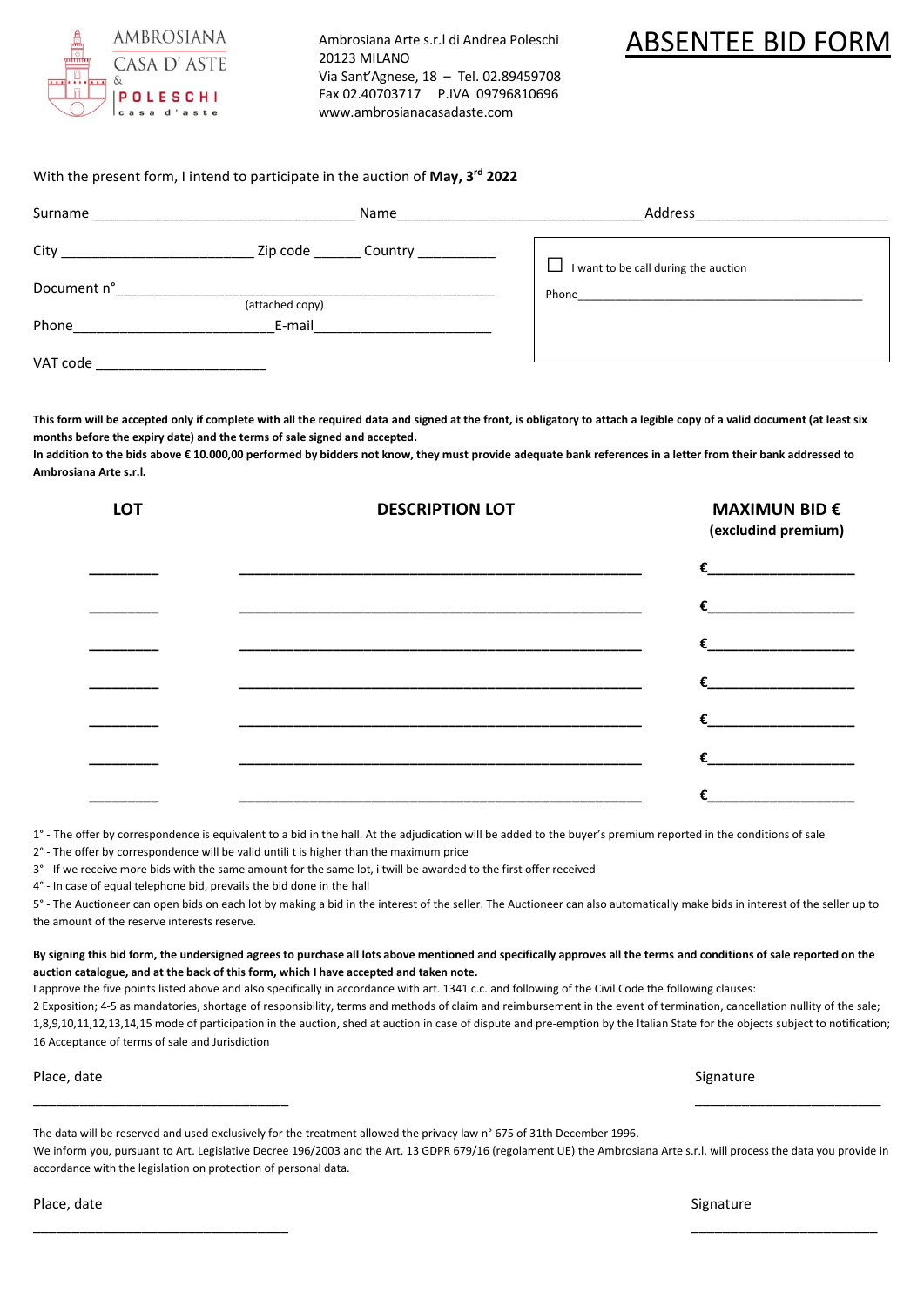AMBROSIANA CASA D' ASTE & POLESCHI casa d'aste

Ambrosiana Arte s.r.l di Andrea Poleschi
20123 MILANO
Via Sant'Agnese, 18 – Tel. 02.89459708
Fax 02.40703717 P.IVA 09796810696
www.ambrosianacasadaste.com

# ABSENTEE BID FORM

With the present form, I intend to participate in the auction of **May, 3rd 2022**

Surname _________________________ Name_________________________ Address_________________________

City _____________________ Zip code ______ Country __________

Document n°_____________________________________________
(attached copy)

Phone_____________________ E-mail_____________________

VAT code ____________________

☐ I want to be call during the auction

Phone_____________________________________________

**This form will be accepted only if complete with all the required data and signed at the front, is obligatory to attach a legible copy of a valid document (at least six months before the expiry date) and the terms of sale signed and accepted.**
**In addition to the bids above € 10.000,00 performed by bidders not know, they must provide adequate bank references in a letter from their bank addressed to Ambrosiana Arte s.r.l.**

| LOT | DESCRIPTION LOT | MAXIMUN BID € (excludind premium) |
|---|---|---|
| ________ | ______________________________________________ | €__________________ |
| ________ | ______________________________________________ | €__________________ |
| ________ | ______________________________________________ | €__________________ |
| ________ | ______________________________________________ | €__________________ |
| ________ | ______________________________________________ | €__________________ |
| ________ | ______________________________________________ | €__________________ |
| ________ | ______________________________________________ | €__________________ |

1° - The offer by correspondence is equivalent to a bid in the hall. At the adjudication will be added to the buyer's premium reported in the conditions of sale
2° - The offer by correspondence will be valid untili t is higher than the maximum price
3° - If we receive more bids with the same amount for the same lot, i twill be awarded to the first offer received
4° - In case of equal telephone bid, prevails the bid done in the hall
5° - The Auctioneer can open bids on each lot by making a bid in the interest of the seller. The Auctioneer can also automatically make bids in interest of the seller up to the amount of the reserve interests reserve.

**By signing this bid form, the undersigned agrees to purchase all lots above mentioned and specifically approves all the terms and conditions of sale reported on the auction catalogue, and at the back of this form, which I have accepted and taken note.**
I approve the five points listed above and also specifically in accordance with art. 1341 c.c. and following of the Civil Code the following clauses:
2 Exposition; 4-5 as mandatories, shortage of responsibility, terms and methods of claim and reimbursement in the event of termination, cancellation nullity of the sale; 1,8,9,10,11,12,13,14,15 mode of participation in the auction, shed at auction in case of dispute and pre-emption by the Italian State for the objects subject to notification; 16 Acceptance of terms of sale and Jurisdiction

Place, date
_______________________________

Signature
_______________________

The data will be reserved and used exclusively for the treatment allowed the privacy law n° 675 of 31th December 1996.
We inform you, pursuant to Art. Legislative Decree 196/2003 and the Art. 13 GDPR 679/16 (regolament UE) the Ambrosiana Arte s.r.l. will process the data you provide in accordance with the legislation on protection of personal data.

Place, date
_______________________________

Signature
_______________________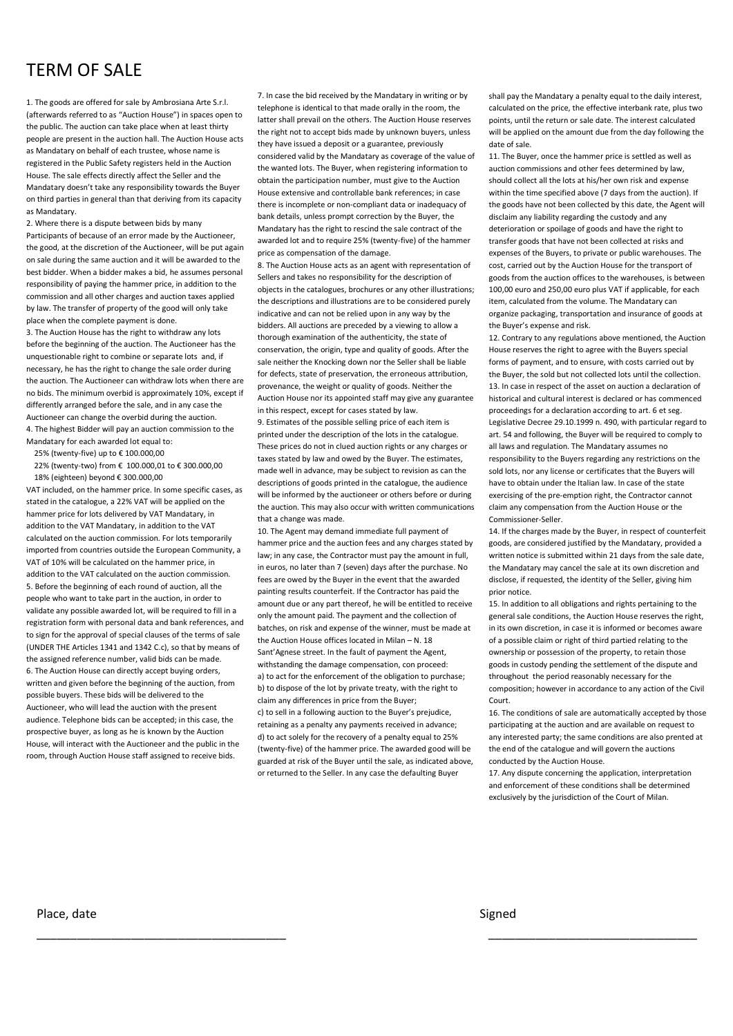# TERM OF SALE

1. The goods are offered for sale by Ambrosiana Arte S.r.l. (afterwards referred to as "Auction House") in spaces open to the public. The auction can take place when at least thirty people are present in the auction hall. The Auction House acts as Mandatary on behalf of each trustee, whose name is registered in the Public Safety registers held in the Auction House. The sale effects directly affect the Seller and the Mandatary doesn't take any responsibility towards the Buyer on third parties in general than that deriving from its capacity as Mandatary.

2. Where there is a dispute between bids by many Participants of because of an error made by the Auctioneer, the good, at the discretion of the Auctioneer, will be put again on sale during the same auction and it will be awarded to the best bidder. When a bidder makes a bid, he assumes personal responsibility of paying the hammer price, in addition to the commission and all other charges and auction taxes applied by law. The transfer of property of the good will only take place when the complete payment is done.

3. The Auction House has the right to withdraw any lots before the beginning of the auction. The Auctioneer has the unquestionable right to combine or separate lots and, if necessary, he has the right to change the sale order during the auction. The Auctioneer can withdraw lots when there are no bids. The minimum overbid is approximately 10%, except if differently arranged before the sale, and in any case the Auctioneer can change the overbid during the auction.

4. The highest Bidder will pay an auction commission to the Mandatary for each awarded lot equal to:

25% (twenty-five) up to € 100.000,00
22% (twenty-two) from € 100.000,01 to € 300.000,00
18% (eighteen) beyond € 300.000,00

VAT included, on the hammer price. In some specific cases, as stated in the catalogue, a 22% VAT will be applied on the hammer price for lots delivered by VAT Mandatary, in addition to the VAT Mandatary, in addition to the VAT calculated on the auction commission. For lots temporarily imported from countries outside the European Community, a VAT of 10% will be calculated on the hammer price, in addition to the VAT calculated on the auction commission.

5. Before the beginning of each round of auction, all the people who want to take part in the auction, in order to validate any possible awarded lot, will be required to fill in a registration form with personal data and bank references, and to sign for the approval of special clauses of the terms of sale (UNDER THE Articles 1341 and 1342 C.c), so that by means of the assigned reference number, valid bids can be made.

6. The Auction House can directly accept buying orders, written and given before the beginning of the auction, from possible buyers. These bids will be delivered to the Auctioneer, who will lead the auction with the present audience. Telephone bids can be accepted; in this case, the prospective buyer, as long as he is known by the Auction House, will interact with the Auctioneer and the public in the room, through Auction House staff assigned to receive bids.

7. In case the bid received by the Mandatary in writing or by telephone is identical to that made orally in the room, the latter shall prevail on the others. The Auction House reserves the right not to accept bids made by unknown buyers, unless they have issued a deposit or a guarantee, previously considered valid by the Mandatary as coverage of the value of the wanted lots. The Buyer, when registering information to obtain the participation number, must give to the Auction House extensive and controllable bank references; in case there is incomplete or non-compliant data or inadequacy of bank details, unless prompt correction by the Buyer, the Mandatary has the right to rescind the sale contract of the awarded lot and to require 25% (twenty-five) of the hammer price as compensation of the damage.

8. The Auction House acts as an agent with representation of Sellers and takes no responsibility for the description of objects in the catalogues, brochures or any other illustrations; the descriptions and illustrations are to be considered purely indicative and can not be relied upon in any way by the bidders. All auctions are preceded by a viewing to allow a thorough examination of the authenticity, the state of conservation, the origin, type and quality of goods. After the sale neither the Knocking down nor the Seller shall be liable for defects, state of preservation, the erroneous attribution, provenance, the weight or quality of goods. Neither the Auction House nor its appointed staff may give any guarantee in this respect, except for cases stated by law.

9. Estimates of the possible selling price of each item is printed under the description of the lots in the catalogue. These prices do not in clued auction rights or any charges or taxes stated by law and owed by the Buyer. The estimates, made well in advance, may be subject to revision as can the descriptions of goods printed in the catalogue, the audience will be informed by the auctioneer or others before or during the auction. This may also occur with written communications that a change was made.

10. The Agent may demand immediate full payment of hammer price and the auction fees and any charges stated by law; in any case, the Contractor must pay the amount in full, in euros, no later than 7 (seven) days after the purchase. No fees are owed by the Buyer in the event that the awarded painting results counterfeit. If the Contractor has paid the amount due or any part thereof, he will be entitled to receive only the amount paid. The payment and the collection of batches, on risk and expense of the winner, must be made at the Auction House offices located in Milan – N. 18 Sant'Agnese street. In the fault of payment the Agent, withstanding the damage compensation, con proceed:

a) to act for the enforcement of the obligation to purchase;
b) to dispose of the lot by private treaty, with the right to claim any differences in price from the Buyer;
c) to sell in a following auction to the Buyer's prejudice, retaining as a penalty any payments received in advance;
d) to act solely for the recovery of a penalty equal to 25% (twenty-five) of the hammer price. The awarded good will be guarded at risk of the Buyer until the sale, as indicated above, or returned to the Seller. In any case the defaulting Buyer shall pay the Mandatary a penalty equal to the daily interest, calculated on the price, the effective interbank rate, plus two points, until the return or sale date. The interest calculated will be applied on the amount due from the day following the date of sale.

11. The Buyer, once the hammer price is settled as well as auction commissions and other fees determined by law, should collect all the lots at his/her own risk and expense within the time specified above (7 days from the auction). If the goods have not been collected by this date, the Agent will disclaim any liability regarding the custody and any deterioration or spoilage of goods and have the right to transfer goods that have not been collected at risks and expenses of the Buyers, to private or public warehouses. The cost, carried out by the Auction House for the transport of goods from the auction offices to the warehouses, is between 100,00 euro and 250,00 euro plus VAT if applicable, for each item, calculated from the volume. The Mandatary can organize packaging, transportation and insurance of goods at the Buyer's expense and risk.

12. Contrary to any regulations above mentioned, the Auction House reserves the right to agree with the Buyers special forms of payment, and to ensure, with costs carried out by the Buyer, the sold but not collected lots until the collection.

13. In case in respect of the asset on auction a declaration of historical and cultural interest is declared or has commenced proceedings for a declaration according to art. 6 et seg. Legislative Decree 29.10.1999 n. 490, with particular regard to art. 54 and following, the Buyer will be required to comply to all laws and regulation. The Mandatary assumes no responsibility to the Buyers regarding any restrictions on the sold lots, nor any license or certificates that the Buyers will have to obtain under the Italian law. In case of the state exercising of the pre-emption right, the Contractor cannot claim any compensation from the Auction House or the Commissioner-Seller.

14. If the charges made by the Buyer, in respect of counterfeit goods, are considered justified by the Mandatary, provided a written notice is submitted within 21 days from the sale date, the Mandatary may cancel the sale at its own discretion and disclose, if requested, the identity of the Seller, giving him prior notice.

15. In addition to all obligations and rights pertaining to the general sale conditions, the Auction House reserves the right, in its own discretion, in case it is informed or becomes aware of a possible claim or right of third partied relating to the ownership or possession of the property, to retain those goods in custody pending the settlement of the dispute and throughout the period reasonably necessary for the composition; however in accordance to any action of the Civil Court.

16. The conditions of sale are automatically accepted by those participating at the auction and are available on request to any interested party; the same conditions are also prented at the end of the catalogue and will govern the auctions conducted by the Auction House.

17. Any dispute concerning the application, interpretation and enforcement of these conditions shall be determined exclusively by the jurisdiction of the Court of Milan.

Place, date

\_\_\_\_\_\_\_\_\_\_\_\_\_\_\_\_\_\_\_\_\_\_\_\_\_\_\_\_\_\_\_\_\_\_\_\_\_\_\_\_

Signed

\_\_\_\_\_\_\_\_\_\_\_\_\_\_\_\_\_\_\_\_\_\_\_\_\_\_\_\_\_\_\_\_\_\_\_\_\_\_\_\_